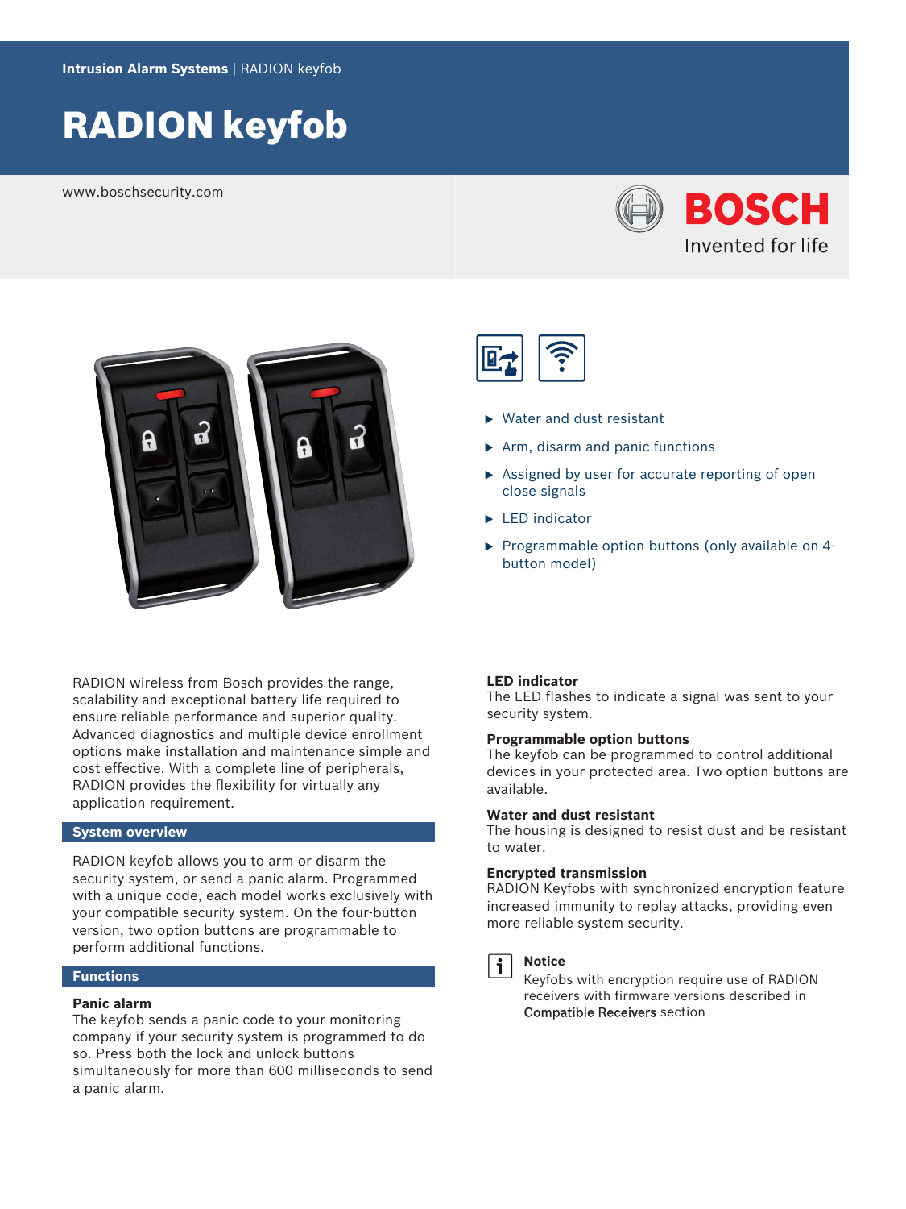**Intrusion Alarm Systems** | RADION keyfob

# RADION keyfob

www.boschsecurity.com

- Water and dust resistant
- Arm, disarm and panic functions
- Assigned by user for accurate reporting of open close signals
- LED indicator
- Programmable option buttons (only available on 4-button model)

RADION wireless from Bosch provides the range, scalability and exceptional battery life required to ensure reliable performance and superior quality. Advanced diagnostics and multiple device enrollment options make installation and maintenance simple and cost effective. With a complete line of peripherals, RADION provides the flexibility for virtually any application requirement.

## System overview

RADION keyfob allows you to arm or disarm the security system, or send a panic alarm. Programmed with a unique code, each model works exclusively with your compatible security system. On the four-button version, two option buttons are programmable to perform additional functions.

## Functions

**Panic alarm**
The keyfob sends a panic code to your monitoring company if your security system is programmed to do so. Press both the lock and unlock buttons simultaneously for more than 600 milliseconds to send a panic alarm.

**LED indicator**
The LED flashes to indicate a signal was sent to your security system.

**Programmable option buttons**
The keyfob can be programmed to control additional devices in your protected area. Two option buttons are available.

**Water and dust resistant**
The housing is designed to resist dust and be resistant to water.

**Encrypted transmission**
RADION Keyfobs with synchronized encryption feature increased immunity to replay attacks, providing even more reliable system security.

**Notice**
Keyfobs with encryption require use of RADION receivers with firmware versions described in **Compatible Receivers** section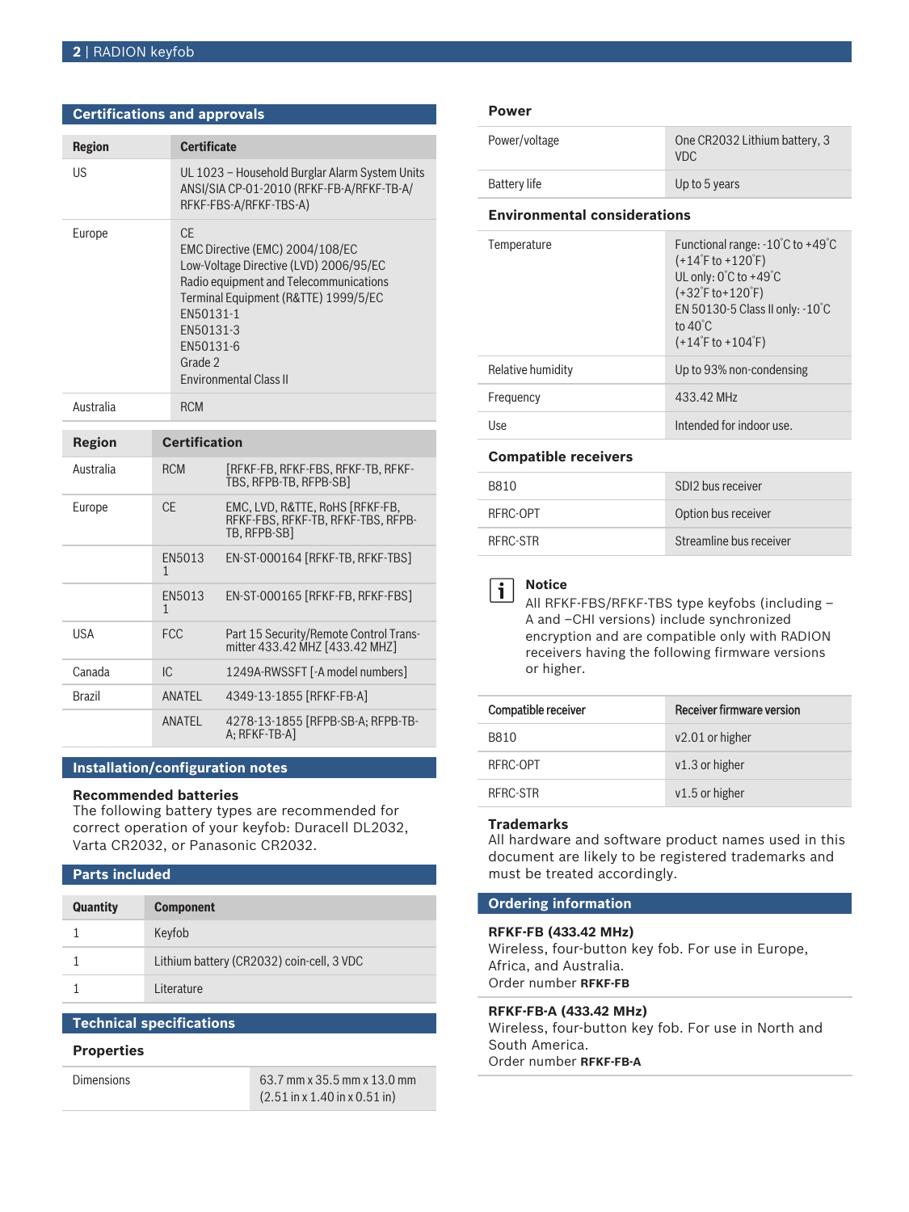## Certifications and approvals

| Region | Certificate |
|---|---|
| US | UL 1023 – Household Burglar Alarm System Units<br>ANSI/SIA CP-01-2010 (RFKF-FB-A/RFKF-TB-A/RFKF-FBS-A/RFKF-TBS-A) |
| Europe | CE<br>EMC Directive (EMC) 2004/108/EC<br>Low-Voltage Directive (LVD) 2006/95/EC<br>Radio equipment and Telecommunications Terminal Equipment (R&TTE) 1999/5/EC<br>EN50131-1<br>EN50131-3<br>EN50131-6<br>Grade 2<br>Environmental Class II |
| Australia | RCM |

| Region | Certification | |
|---|---|---|
| Australia | RCM | [RFKF-FB, RFKF-FBS, RFKF-TB, RFKF-TBS, RFPB-TB, RFPB-SB] |
| Europe | CE | EMC, LVD, R&TTE, RoHS [RFKF-FB, RFKF-FBS, RFKF-TB, RFKF-TBS, RFPB-TB, RFPB-SB] |
| | EN50131 | EN-ST-000164 [RFKF-TB, RFKF-TBS] |
| | EN50131 | EN-ST-000165 [RFKF-FB, RFKF-FBS] |
| USA | FCC | Part 15 Security/Remote Control Transmitter 433.42 MHZ [433.42 MHZ] |
| Canada | IC | 1249A-RWSSFT [-A model numbers] |
| Brazil | ANATEL | 4349-13-1855 [RFKF-FB-A] |
| | ANATEL | 4278-13-1855 [RFPB-SB-A; RFPB-TB-A; RFKF-TB-A] |

## Installation/configuration notes

### Recommended batteries

The following battery types are recommended for correct operation of your keyfob: Duracell DL2032, Varta CR2032, or Panasonic CR2032.

## Parts included

| Quantity | Component |
|---|---|
| 1 | Keyfob |
| 1 | Lithium battery (CR2032) coin-cell, 3 VDC |
| 1 | Literature |

## Technical specifications

### Properties

| | |
|---|---|
| Dimensions | 63.7 mm x 35.5 mm x 13.0 mm<br>(2.51 in x 1.40 in x 0.51 in) |

### Power

| | |
|---|---|
| Power/voltage | One CR2032 Lithium battery, 3 VDC |
| Battery life | Up to 5 years |

### Environmental considerations

| | |
|---|---|
| Temperature | Functional range: -10˚C to +49˚C<br>(+14˚F to +120˚F)<br>UL only: 0˚C to +49˚C<br>(+32˚F to+120˚F)<br>EN 50130-5 Class II only: -10˚C to 40˚C<br>(+14˚F to +104˚F) |
| Relative humidity | Up to 93% non-condensing |
| Frequency | 433.42 MHz |
| Use | Intended for indoor use. |

### Compatible receivers

| | |
|---|---|
| B810 | SDI2 bus receiver |
| RFRC-OPT | Option bus receiver |
| RFRC-STR | Streamline bus receiver |

**Notice**

All RFKF-FBS/RFKF-TBS type keyfobs (including –A and –CHI versions) include synchronized encryption and are compatible only with RADION receivers having the following firmware versions or higher.

| Compatible receiver | Receiver firmware version |
|---|---|
| B810 | v2.01 or higher |
| RFRC-OPT | v1.3 or higher |
| RFRC-STR | v1.5 or higher |

### Trademarks

All hardware and software product names used in this document are likely to be registered trademarks and must be treated accordingly.

## Ordering information

**RFKF-FB (433.42 MHz)**
Wireless, four-button key fob. For use in Europe, Africa, and Australia.
Order number **RFKF-FB**

**RFKF-FB-A (433.42 MHz)**
Wireless, four-button key fob. For use in North and South America.
Order number **RFKF-FB-A**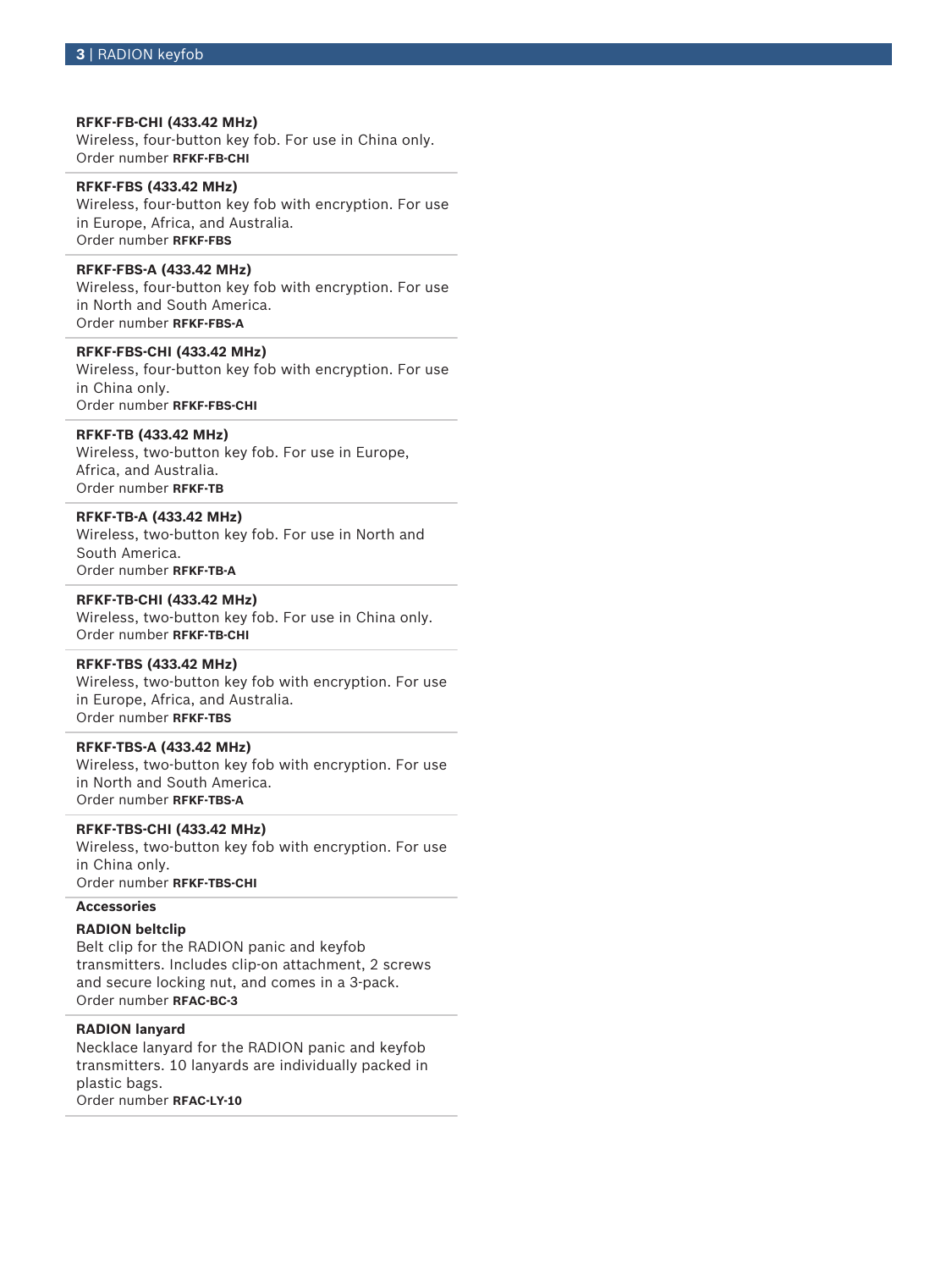**RFKF-FB-CHI (433.42 MHz)**
Wireless, four-button key fob. For use in China only.
Order number **RFKF-FB-CHI**

**RFKF-FBS (433.42 MHz)**
Wireless, four-button key fob with encryption. For use in Europe, Africa, and Australia.
Order number **RFKF-FBS**

**RFKF-FBS-A (433.42 MHz)**
Wireless, four-button key fob with encryption. For use in North and South America.
Order number **RFKF-FBS-A**

**RFKF-FBS-CHI (433.42 MHz)**
Wireless, four-button key fob with encryption. For use in China only.
Order number **RFKF-FBS-CHI**

**RFKF-TB (433.42 MHz)**
Wireless, two-button key fob. For use in Europe, Africa, and Australia.
Order number **RFKF-TB**

**RFKF-TB-A (433.42 MHz)**
Wireless, two-button key fob. For use in North and South America.
Order number **RFKF-TB-A**

**RFKF-TB-CHI (433.42 MHz)**
Wireless, two-button key fob. For use in China only.
Order number **RFKF-TB-CHI**

**RFKF-TBS (433.42 MHz)**
Wireless, two-button key fob with encryption. For use in Europe, Africa, and Australia.
Order number **RFKF-TBS**

**RFKF-TBS-A (433.42 MHz)**
Wireless, two-button key fob with encryption. For use in North and South America.
Order number **RFKF-TBS-A**

**RFKF-TBS-CHI (433.42 MHz)**
Wireless, two-button key fob with encryption. For use in China only.
Order number **RFKF-TBS-CHI**

**Accessories**

**RADION beltclip**
Belt clip for the RADION panic and keyfob transmitters. Includes clip-on attachment, 2 screws and secure locking nut, and comes in a 3-pack.
Order number **RFAC-BC-3**

**RADION lanyard**
Necklace lanyard for the RADION panic and keyfob transmitters. 10 lanyards are individually packed in plastic bags.
Order number **RFAC-LY-10**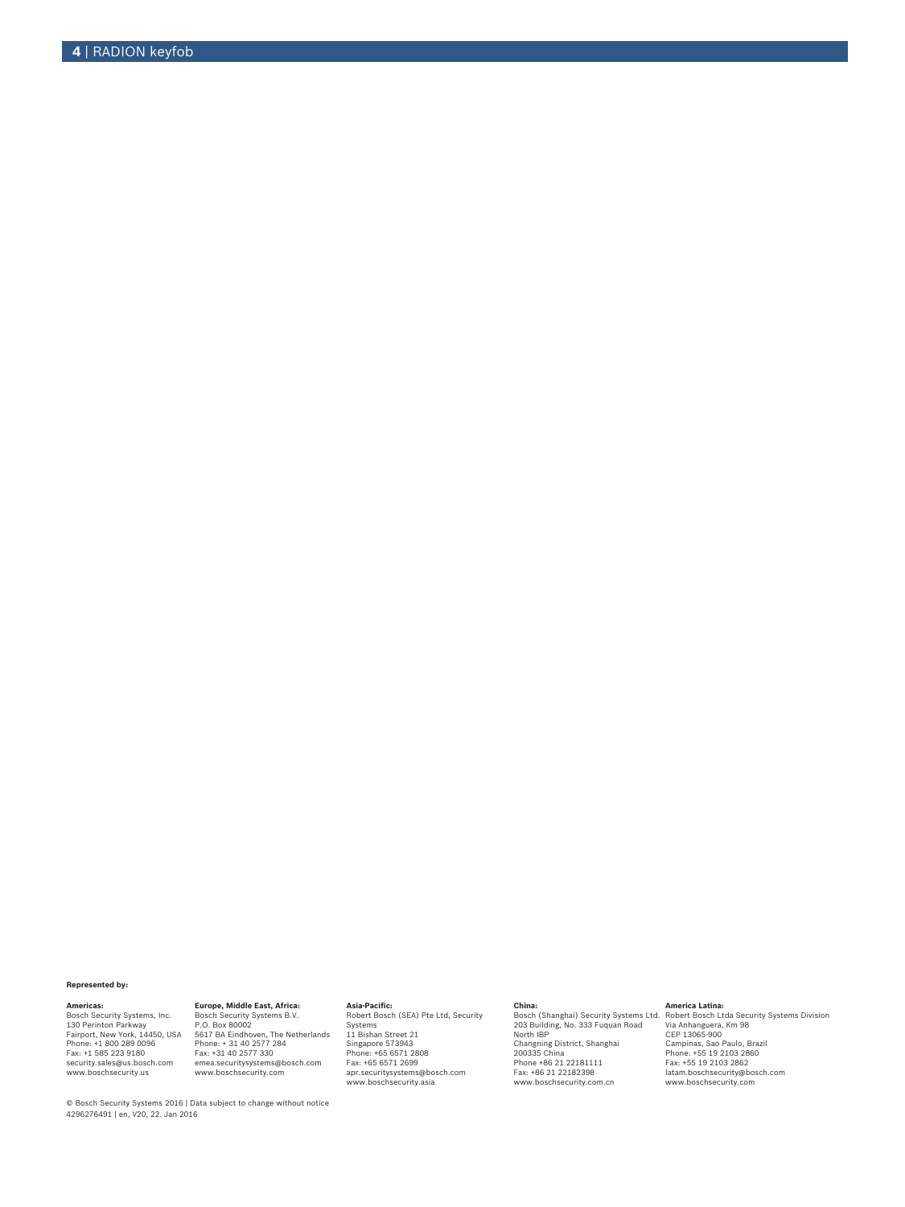**Represented by:**

**Americas:**
Bosch Security Systems, Inc.
130 Perinton Parkway
Fairport, New York, 14450, USA
Phone: +1 800 289 0096
Fax: +1 585 223 9180
security.sales@us.bosch.com
www.boschsecurity.us

**Europe, Middle East, Africa:**
Bosch Security Systems B.V.
P.O. Box 80002
5617 BA Eindhoven, The Netherlands
Phone: + 31 40 2577 284
Fax: +31 40 2577 330
emea.securitysystems@bosch.com
www.boschsecurity.com

**Asia-Pacific:**
Robert Bosch (SEA) Pte Ltd, Security Systems
11 Bishan Street 21
Singapore 573943
Phone: +65 6571 2808
Fax: +65 6571 2699
apr.securitysystems@bosch.com
www.boschsecurity.asia

**China:**
Bosch (Shanghai) Security Systems Ltd.
203 Building, No. 333 Fuquan Road
North IBP
Changning District, Shanghai
200335 China
Phone +86 21 22181111
Fax: +86 21 22182398
www.boschsecurity.com.cn

**America Latina:**
Robert Bosch Ltda Security Systems Division
Via Anhanguera, Km 98
CEP 13065-900
Campinas, Sao Paulo, Brazil
Phone: +55 19 2103 2860
Fax: +55 19 2103 2862
latam.boschsecurity@bosch.com
www.boschsecurity.com

© Bosch Security Systems 2016 | Data subject to change without notice
4296276491 | en, V20, 22. Jan 2016